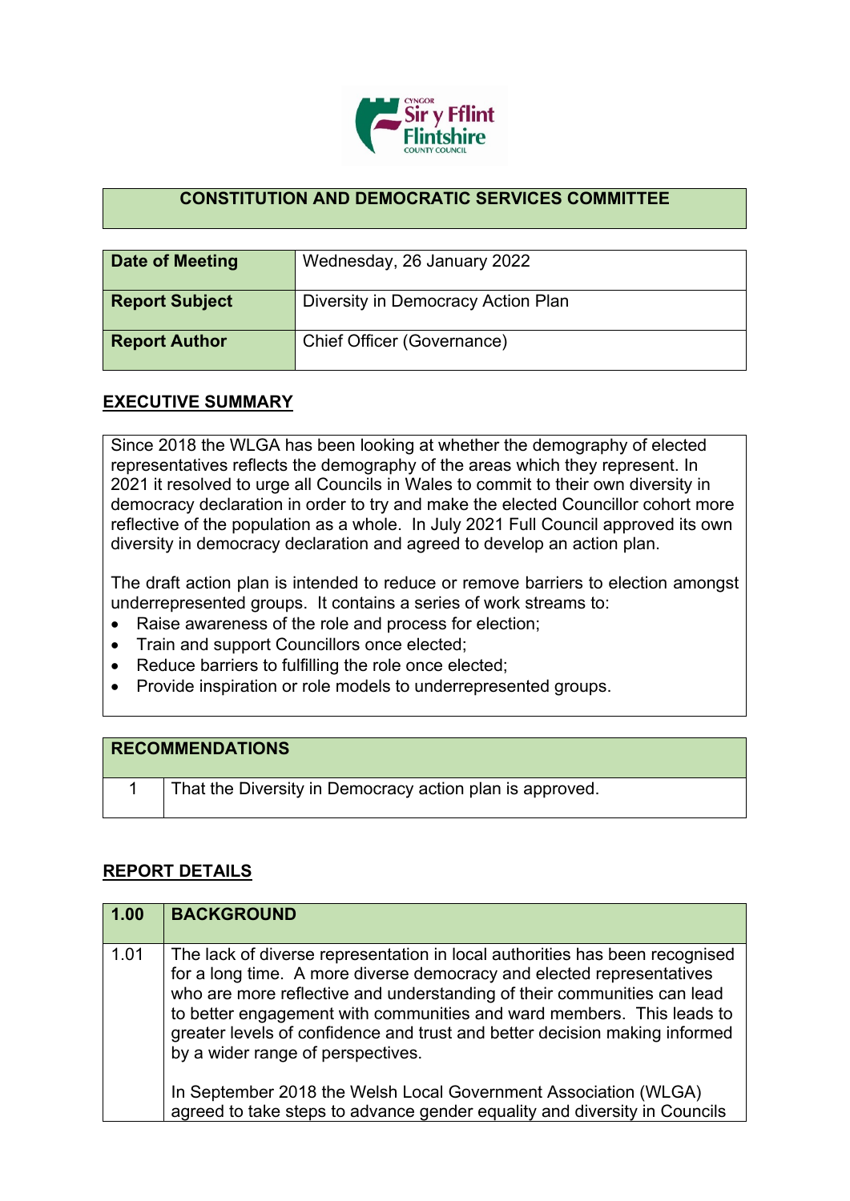## CONSTITUTION AND DEMOCRATIC SERVICES COMMITTEE

| **Date of Meeting** | Wednesday, 26 January 2022 |
|---|---|
| **Report Subject** | Diversity in Democracy Action Plan |
| **Report Author** | Chief Officer (Governance) |

## EXECUTIVE SUMMARY

Since 2018 the WLGA has been looking at whether the demography of elected representatives reflects the demography of the areas which they represent. In 2021 it resolved to urge all Councils in Wales to commit to their own diversity in democracy declaration in order to try and make the elected Councillor cohort more reflective of the population as a whole. In July 2021 Full Council approved its own diversity in democracy declaration and agreed to develop an action plan.

The draft action plan is intended to reduce or remove barriers to election amongst underrepresented groups. It contains a series of work streams to:

- Raise awareness of the role and process for election;
- Train and support Councillors once elected;
- Reduce barriers to fulfilling the role once elected;
- Provide inspiration or role models to underrepresented groups.

| **RECOMMENDATIONS** | |
|---|---|
| 1 | That the Diversity in Democracy action plan is approved. |

## REPORT DETAILS

| **1.00** | **BACKGROUND** |
|---|---|
| 1.01 | The lack of diverse representation in local authorities has been recognised for a long time. A more diverse democracy and elected representatives who are more reflective and understanding of their communities can lead to better engagement with communities and ward members. This leads to greater levels of confidence and trust and better decision making informed by a wider range of perspectives.<br><br>In September 2018 the Welsh Local Government Association (WLGA) agreed to take steps to advance gender equality and diversity in Councils |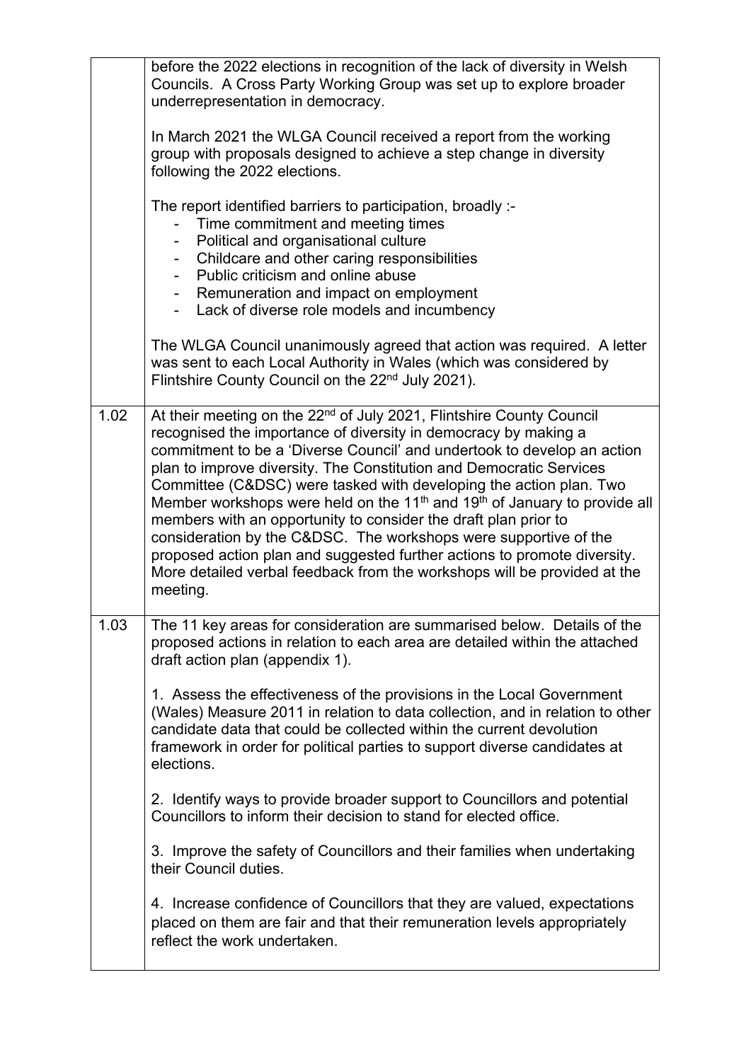|  |  |
| --- | --- |
|  | before the 2022 elections in recognition of the lack of diversity in Welsh Councils. A Cross Party Working Group was set up to explore broader underrepresentation in democracy.<br><br>In March 2021 the WLGA Council received a report from the working group with proposals designed to achieve a step change in diversity following the 2022 elections.<br><br>The report identified barriers to participation, broadly :-<br>- Time commitment and meeting times<br>- Political and organisational culture<br>- Childcare and other caring responsibilities<br>- Public criticism and online abuse<br>- Remuneration and impact on employment<br>- Lack of diverse role models and incumbency<br><br>The WLGA Council unanimously agreed that action was required. A letter was sent to each Local Authority in Wales (which was considered by Flintshire County Council on the 22nd July 2021). |
| 1.02 | At their meeting on the 22nd of July 2021, Flintshire County Council recognised the importance of diversity in democracy by making a commitment to be a 'Diverse Council' and undertook to develop an action plan to improve diversity. The Constitution and Democratic Services Committee (C&DSC) were tasked with developing the action plan. Two Member workshops were held on the 11th and 19th of January to provide all members with an opportunity to consider the draft plan prior to consideration by the C&DSC. The workshops were supportive of the proposed action plan and suggested further actions to promote diversity. More detailed verbal feedback from the workshops will be provided at the meeting. |
| 1.03 | The 11 key areas for consideration are summarised below. Details of the proposed actions in relation to each area are detailed within the attached draft action plan (appendix 1).<br><br>1. Assess the effectiveness of the provisions in the Local Government (Wales) Measure 2011 in relation to data collection, and in relation to other candidate data that could be collected within the current devolution framework in order for political parties to support diverse candidates at elections.<br><br>2. Identify ways to provide broader support to Councillors and potential Councillors to inform their decision to stand for elected office.<br><br>3. Improve the safety of Councillors and their families when undertaking their Council duties.<br><br>4. Increase confidence of Councillors that they are valued, expectations placed on them are fair and that their remuneration levels appropriately reflect the work undertaken. |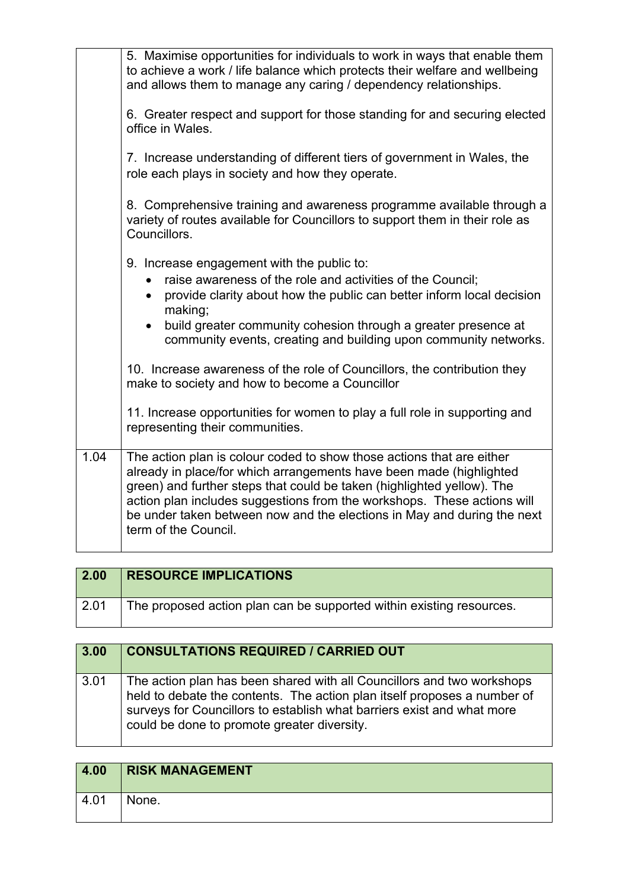| | |
|---|---|
| | 5. Maximise opportunities for individuals to work in ways that enable them to achieve a work / life balance which protects their welfare and wellbeing and allows them to manage any caring / dependency relationships.<br><br>6. Greater respect and support for those standing for and securing elected office in Wales.<br><br>7. Increase understanding of different tiers of government in Wales, the role each plays in society and how they operate.<br><br>8. Comprehensive training and awareness programme available through a variety of routes available for Councillors to support them in their role as Councillors.<br><br>9. Increase engagement with the public to:<br>• raise awareness of the role and activities of the Council;<br>• provide clarity about how the public can better inform local decision making;<br>• build greater community cohesion through a greater presence at community events, creating and building upon community networks.<br><br>10. Increase awareness of the role of Councillors, the contribution they make to society and how to become a Councillor<br><br>11. Increase opportunities for women to play a full role in supporting and representing their communities. |
| 1.04 | The action plan is colour coded to show those actions that are either already in place/for which arrangements have been made (highlighted green) and further steps that could be taken (highlighted yellow). The action plan includes suggestions from the workshops. These actions will be under taken between now and the elections in May and during the next term of the Council. |

| **2.00** | **RESOURCE IMPLICATIONS** |
|---|---|
| 2.01 | The proposed action plan can be supported within existing resources. |

| **3.00** | **CONSULTATIONS REQUIRED / CARRIED OUT** |
|---|---|
| 3.01 | The action plan has been shared with all Councillors and two workshops held to debate the contents. The action plan itself proposes a number of surveys for Councillors to establish what barriers exist and what more could be done to promote greater diversity. |

| **4.00** | **RISK MANAGEMENT** |
|---|---|
| 4.01 | None. |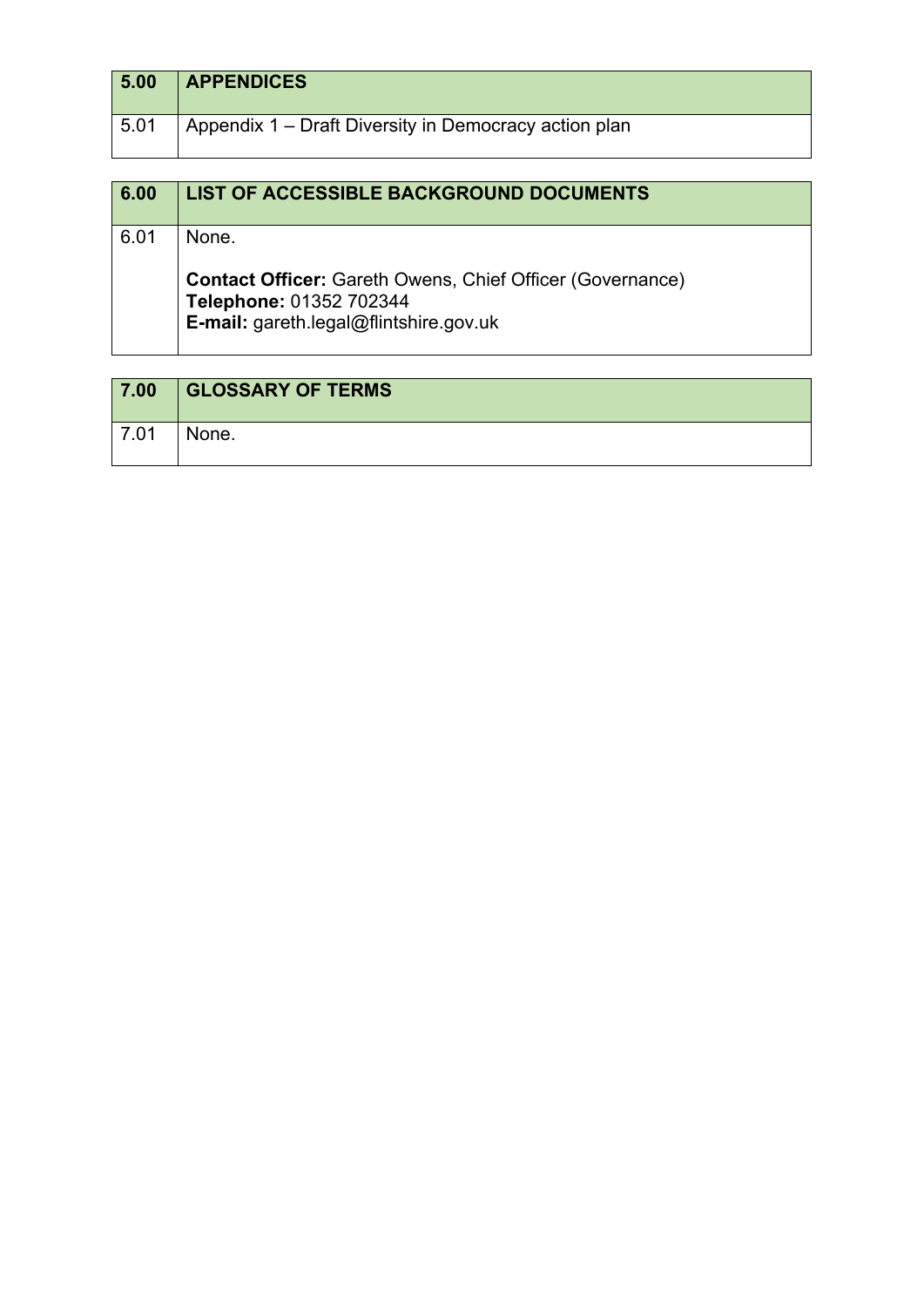| 5.00 | **APPENDICES** |
|---|---|
| 5.01 | Appendix 1 – Draft Diversity in Democracy action plan |

| 6.00 | **LIST OF ACCESSIBLE BACKGROUND DOCUMENTS** |
|---|---|
| 6.01 | None.<br><br>**Contact Officer:** Gareth Owens, Chief Officer (Governance)<br>**Telephone:** 01352 702344<br>**E-mail:** gareth.legal@flintshire.gov.uk |

| 7.00 | **GLOSSARY OF TERMS** |
|---|---|
| 7.01 | None. |